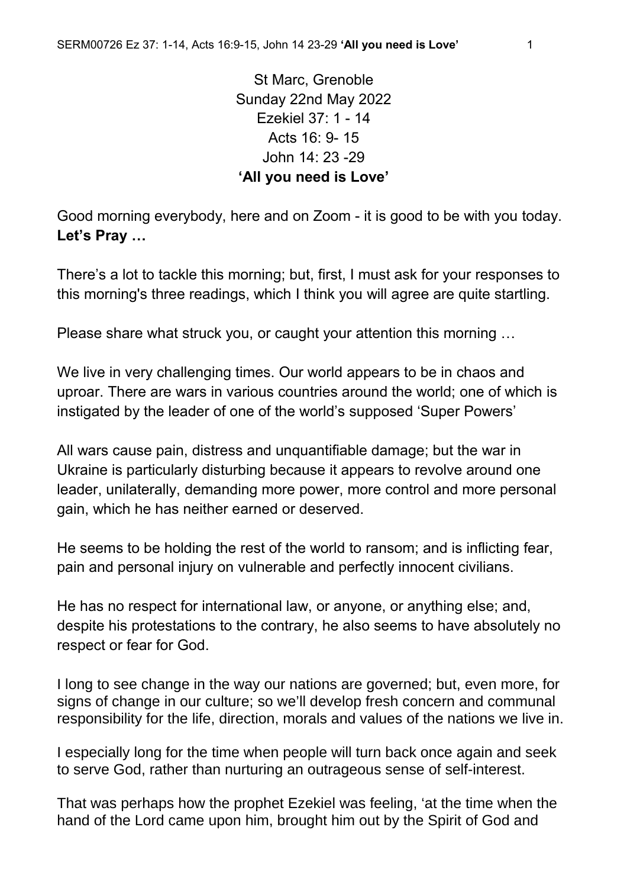St Marc, Grenoble
Sunday 22nd May 2022
Ezekiel 37: 1 - 14
Acts 16: 9- 15
John 14: 23 -29

**'All you need is Love'**

Good morning everybody, here and on Zoom - it is good to be with you today. **Let's Pray …**

There's a lot to tackle this morning; but, first, I must ask for your responses to this morning's three readings, which I think you will agree are quite startling.

Please share what struck you, or caught your attention this morning …

We live in very challenging times. Our world appears to be in chaos and uproar. There are wars in various countries around the world; one of which is instigated by the leader of one of the world's supposed 'Super Powers'

All wars cause pain, distress and unquantifiable damage; but the war in Ukraine is particularly disturbing because it appears to revolve around one leader, unilaterally, demanding more power, more control and more personal gain, which he has neither earned or deserved.

He seems to be holding the rest of the world to ransom; and is inflicting fear, pain and personal injury on vulnerable and perfectly innocent civilians.

He has no respect for international law, or anyone, or anything else; and, despite his protestations to the contrary, he also seems to have absolutely no respect or fear for God.

I long to see change in the way our nations are governed; but, even more, for signs of change in our culture; so we'll develop fresh concern and communal responsibility for the life, direction, morals and values of the nations we live in.

I especially long for the time when people will turn back once again and seek to serve God, rather than nurturing an outrageous sense of self-interest.

That was perhaps how the prophet Ezekiel was feeling, 'at the time when the hand of the Lord came upon him, brought him out by the Spirit of God and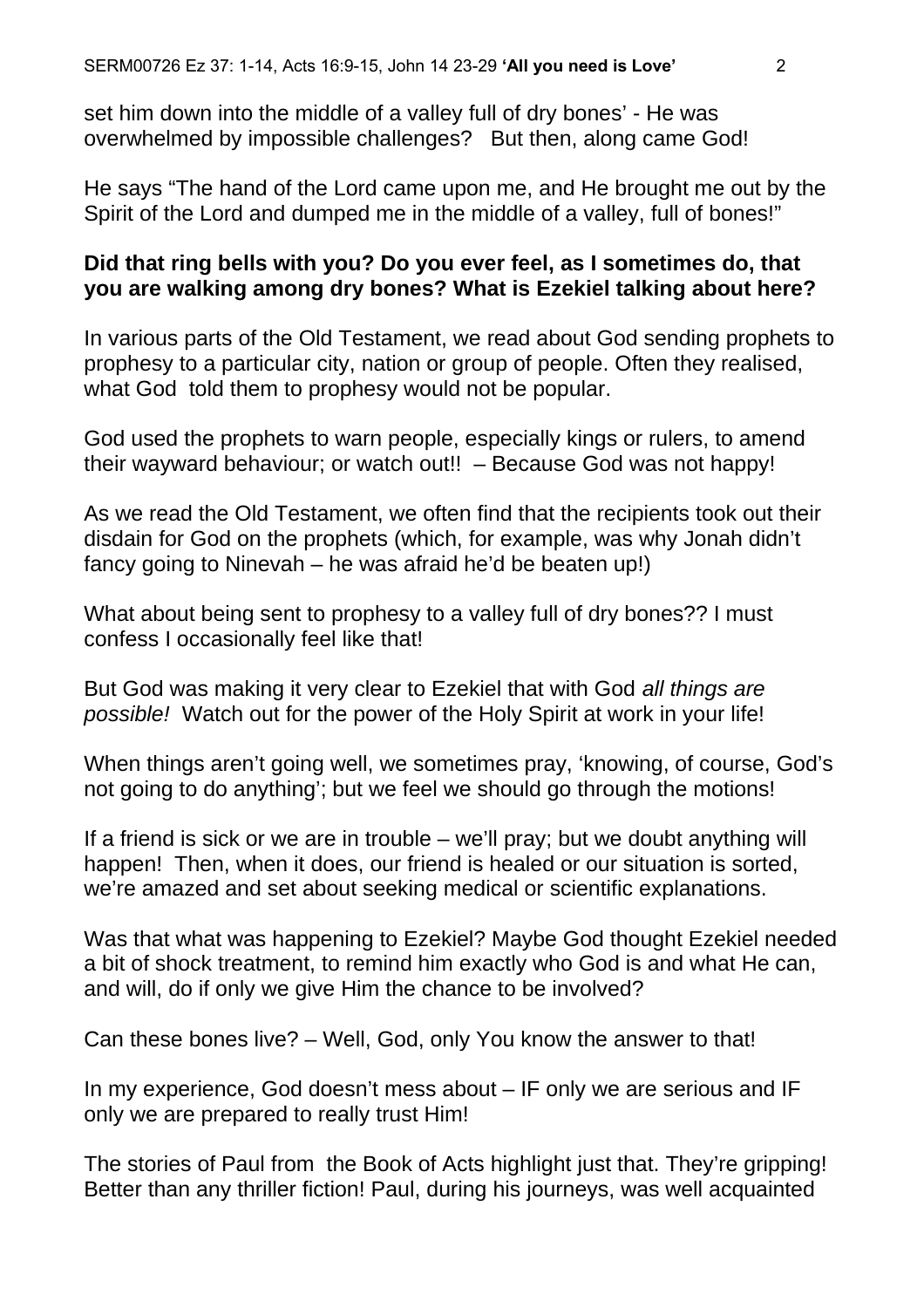set him down into the middle of a valley full of dry bones' - He was overwhelmed by impossible challenges? But then, along came God!

He says "The hand of the Lord came upon me, and He brought me out by the Spirit of the Lord and dumped me in the middle of a valley, full of bones!"

**Did that ring bells with you? Do you ever feel, as I sometimes do, that you are walking among dry bones? What is Ezekiel talking about here?**

In various parts of the Old Testament, we read about God sending prophets to prophesy to a particular city, nation or group of people. Often they realised, what God told them to prophesy would not be popular.

God used the prophets to warn people, especially kings or rulers, to amend their wayward behaviour; or watch out!! – Because God was not happy!

As we read the Old Testament, we often find that the recipients took out their disdain for God on the prophets (which, for example, was why Jonah didn't fancy going to Ninevah – he was afraid he'd be beaten up!)

What about being sent to prophesy to a valley full of dry bones?? I must confess I occasionally feel like that!

But God was making it very clear to Ezekiel that with God *all things are possible!* Watch out for the power of the Holy Spirit at work in your life!

When things aren't going well, we sometimes pray, 'knowing, of course, God's not going to do anything'; but we feel we should go through the motions!

If a friend is sick or we are in trouble – we'll pray; but we doubt anything will happen! Then, when it does, our friend is healed or our situation is sorted, we're amazed and set about seeking medical or scientific explanations.

Was that what was happening to Ezekiel? Maybe God thought Ezekiel needed a bit of shock treatment, to remind him exactly who God is and what He can, and will, do if only we give Him the chance to be involved?

Can these bones live? – Well, God, only You know the answer to that!

In my experience, God doesn't mess about – IF only we are serious and IF only we are prepared to really trust Him!

The stories of Paul from the Book of Acts highlight just that. They're gripping! Better than any thriller fiction! Paul, during his journeys, was well acquainted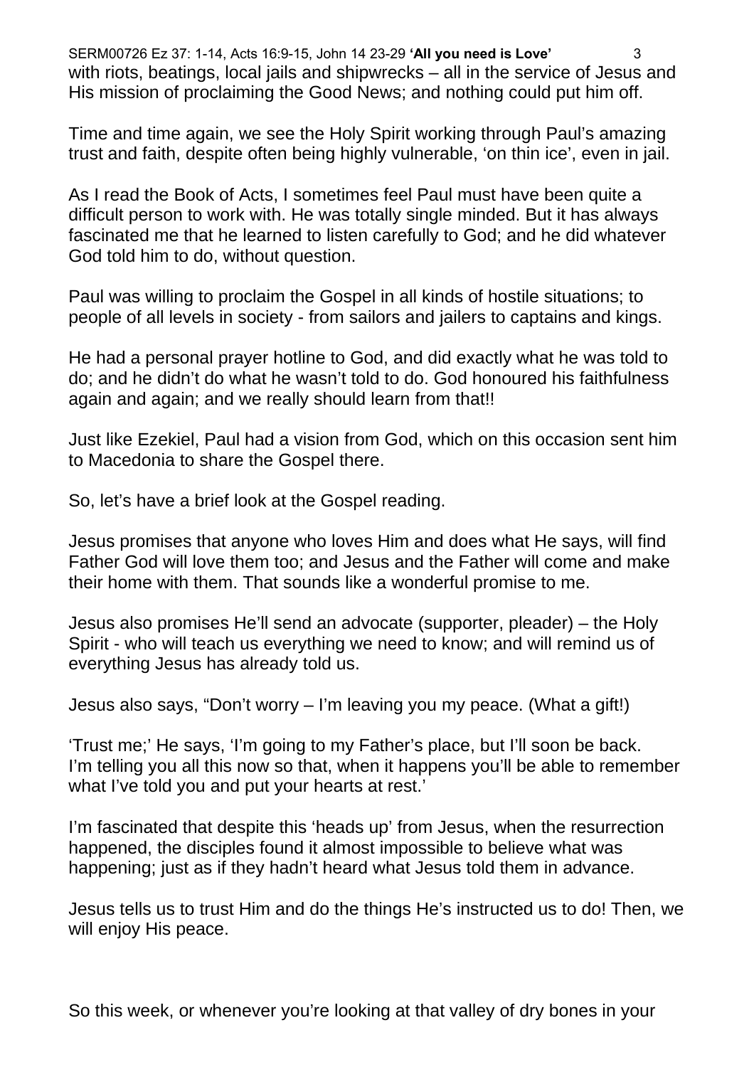with riots, beatings, local jails and shipwrecks – all in the service of Jesus and His mission of proclaiming the Good News; and nothing could put him off.

Time and time again, we see the Holy Spirit working through Paul's amazing trust and faith, despite often being highly vulnerable, 'on thin ice', even in jail.

As I read the Book of Acts, I sometimes feel Paul must have been quite a difficult person to work with. He was totally single minded. But it has always fascinated me that he learned to listen carefully to God; and he did whatever God told him to do, without question.

Paul was willing to proclaim the Gospel in all kinds of hostile situations; to people of all levels in society - from sailors and jailers to captains and kings.

He had a personal prayer hotline to God, and did exactly what he was told to do; and he didn't do what he wasn't told to do. God honoured his faithfulness again and again; and we really should learn from that!!

Just like Ezekiel, Paul had a vision from God, which on this occasion sent him to Macedonia to share the Gospel there.

So, let's have a brief look at the Gospel reading.

Jesus promises that anyone who loves Him and does what He says, will find Father God will love them too; and Jesus and the Father will come and make their home with them. That sounds like a wonderful promise to me.

Jesus also promises He'll send an advocate (supporter, pleader) – the Holy Spirit - who will teach us everything we need to know; and will remind us of everything Jesus has already told us.

Jesus also says, "Don't worry – I'm leaving you my peace. (What a gift!)

'Trust me;' He says, 'I'm going to my Father's place, but I'll soon be back. I'm telling you all this now so that, when it happens you'll be able to remember what I've told you and put your hearts at rest.'

I'm fascinated that despite this 'heads up' from Jesus, when the resurrection happened, the disciples found it almost impossible to believe what was happening; just as if they hadn't heard what Jesus told them in advance.

Jesus tells us to trust Him and do the things He's instructed us to do! Then, we will enjoy His peace.

So this week, or whenever you're looking at that valley of dry bones in your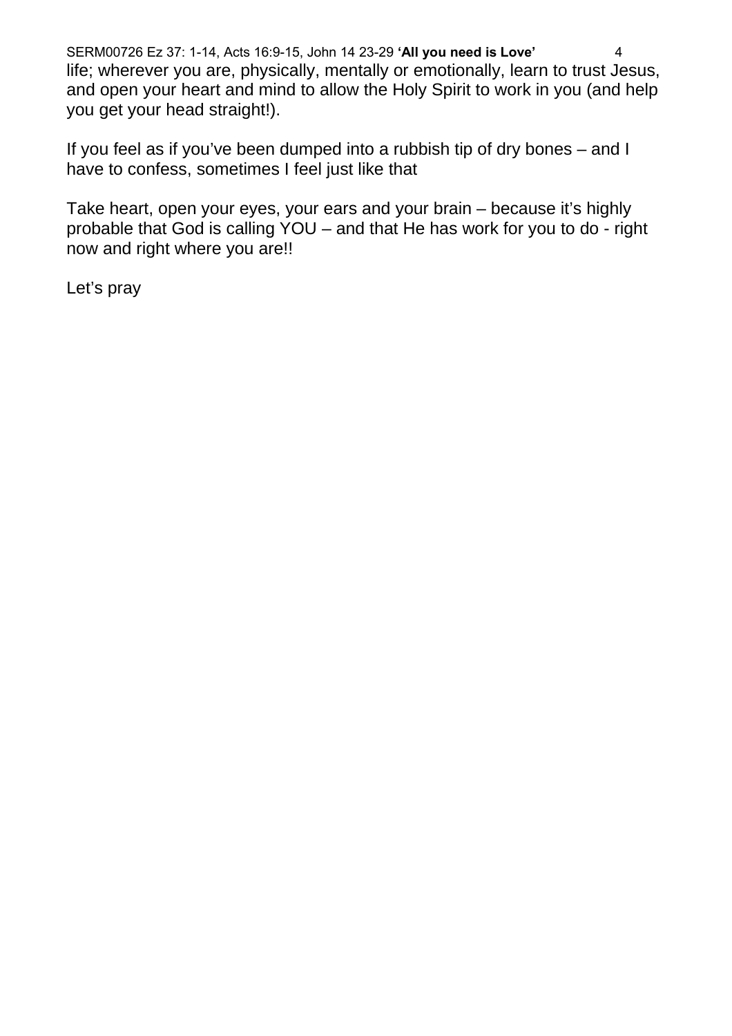life; wherever you are, physically, mentally or emotionally, learn to trust Jesus, and open your heart and mind to allow the Holy Spirit to work in you (and help you get your head straight!).

If you feel as if you've been dumped into a rubbish tip of dry bones – and I have to confess, sometimes I feel just like that

Take heart, open your eyes, your ears and your brain – because it's highly probable that God is calling YOU – and that He has work for you to do - right now and right where you are!!

Let's pray